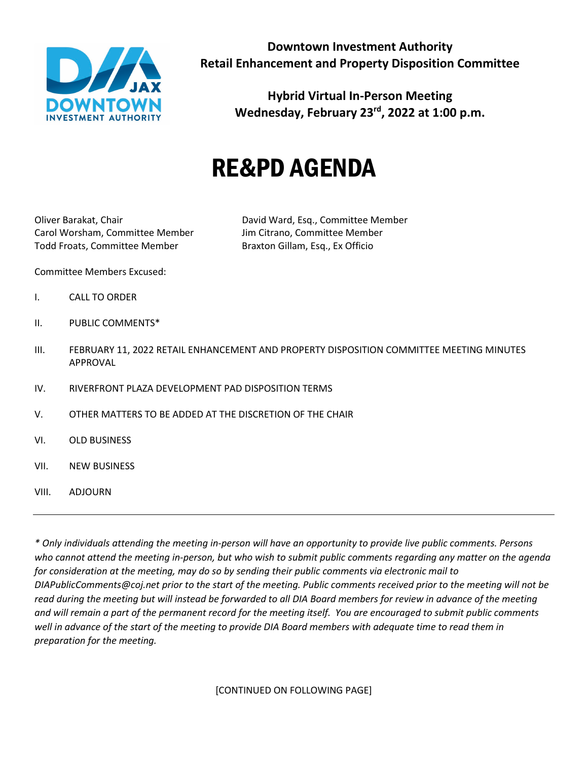**Downtown Investment Authority**
**Retail Enhancement and Property Disposition Committee**

**Hybrid Virtual In-Person Meeting**
**Wednesday, February 23rd, 2022 at 1:00 p.m.**

# RE&PD AGENDA

Oliver Barakat, Chair
Carol Worsham, Committee Member
Todd Froats, Committee Member
David Ward, Esq., Committee Member
Jim Citrano, Committee Member
Braxton Gillam, Esq., Ex Officio

Committee Members Excused:

I. CALL TO ORDER

II. PUBLIC COMMENTS*

III. FEBRUARY 11, 2022 RETAIL ENHANCEMENT AND PROPERTY DISPOSITION COMMITTEE MEETING MINUTES APPROVAL

IV. RIVERFRONT PLAZA DEVELOPMENT PAD DISPOSITION TERMS

V. OTHER MATTERS TO BE ADDED AT THE DISCRETION OF THE CHAIR

VI. OLD BUSINESS

VII. NEW BUSINESS

VIII. ADJOURN

---

*\* Only individuals attending the meeting in-person will have an opportunity to provide live public comments. Persons who cannot attend the meeting in-person, but who wish to submit public comments regarding any matter on the agenda for consideration at the meeting, may do so by sending their public comments via electronic mail to DIAPublicComments@coj.net prior to the start of the meeting. Public comments received prior to the meeting will not be read during the meeting but will instead be forwarded to all DIA Board members for review in advance of the meeting and will remain a part of the permanent record for the meeting itself. You are encouraged to submit public comments well in advance of the start of the meeting to provide DIA Board members with adequate time to read them in preparation for the meeting.*

[CONTINUED ON FOLLOWING PAGE]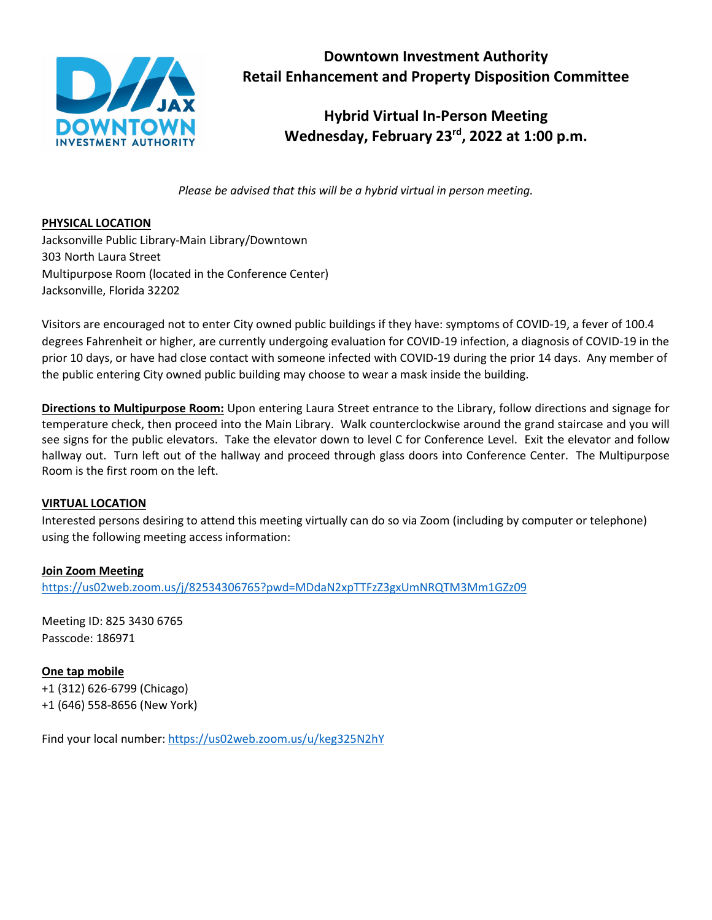# Downtown Investment Authority
## Retail Enhancement and Property Disposition Committee

## Hybrid Virtual In-Person Meeting
## Wednesday, February 23rd, 2022 at 1:00 p.m.

*Please be advised that this will be a hybrid virtual in person meeting.*

**PHYSICAL LOCATION**

Jacksonville Public Library-Main Library/Downtown
303 North Laura Street
Multipurpose Room (located in the Conference Center)
Jacksonville, Florida 32202

Visitors are encouraged not to enter City owned public buildings if they have: symptoms of COVID-19, a fever of 100.4 degrees Fahrenheit or higher, are currently undergoing evaluation for COVID-19 infection, a diagnosis of COVID-19 in the prior 10 days, or have had close contact with someone infected with COVID-19 during the prior 14 days. Any member of the public entering City owned public building may choose to wear a mask inside the building.

**Directions to Multipurpose Room:** Upon entering Laura Street entrance to the Library, follow directions and signage for temperature check, then proceed into the Main Library. Walk counterclockwise around the grand staircase and you will see signs for the public elevators. Take the elevator down to level C for Conference Level. Exit the elevator and follow hallway out. Turn left out of the hallway and proceed through glass doors into Conference Center. The Multipurpose Room is the first room on the left.

**VIRTUAL LOCATION**

Interested persons desiring to attend this meeting virtually can do so via Zoom (including by computer or telephone) using the following meeting access information:

**Join Zoom Meeting**

https://us02web.zoom.us/j/82534306765?pwd=MDdaN2xpTTFzZ3gxUmNRQTM3Mm1GZz09

Meeting ID: 825 3430 6765
Passcode: 186971

**One tap mobile**

+1 (312) 626-6799 (Chicago)
+1 (646) 558-8656 (New York)

Find your local number: https://us02web.zoom.us/u/keg325N2hY